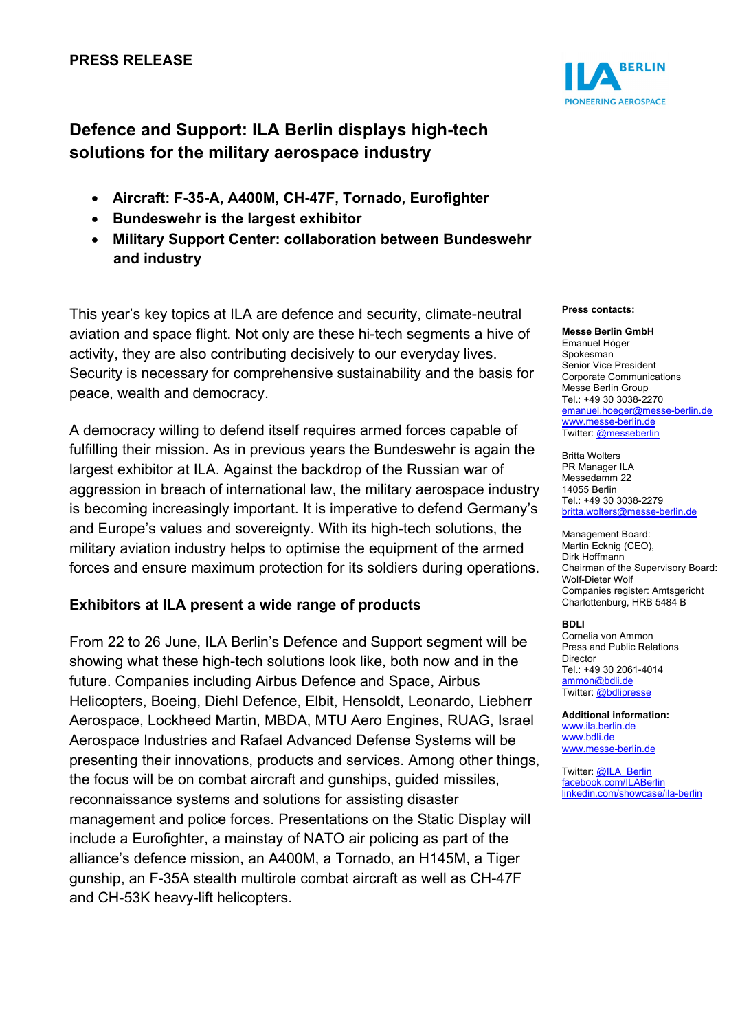**PRESS RELEASE**

# Defence and Support: ILA Berlin displays high-tech solutions for the military aerospace industry

- **Aircraft: F-35-A, A400M, CH-47F, Tornado, Eurofighter**
- **Bundeswehr is the largest exhibitor**
- **Military Support Center: collaboration between Bundeswehr and industry**

This year's key topics at ILA are defence and security, climate-neutral aviation and space flight. Not only are these hi-tech segments a hive of activity, they are also contributing decisively to our everyday lives. Security is necessary for comprehensive sustainability and the basis for peace, wealth and democracy.

A democracy willing to defend itself requires armed forces capable of fulfilling their mission. As in previous years the Bundeswehr is again the largest exhibitor at ILA. Against the backdrop of the Russian war of aggression in breach of international law, the military aerospace industry is becoming increasingly important. It is imperative to defend Germany's and Europe's values and sovereignty. With its high-tech solutions, the military aviation industry helps to optimise the equipment of the armed forces and ensure maximum protection for its soldiers during operations.

## Exhibitors at ILA present a wide range of products

From 22 to 26 June, ILA Berlin's Defence and Support segment will be showing what these high-tech solutions look like, both now and in the future. Companies including Airbus Defence and Space, Airbus Helicopters, Boeing, Diehl Defence, Elbit, Hensoldt, Leonardo, Liebherr Aerospace, Lockheed Martin, MBDA, MTU Aero Engines, RUAG, Israel Aerospace Industries and Rafael Advanced Defense Systems will be presenting their innovations, products and services. Among other things, the focus will be on combat aircraft and gunships, guided missiles, reconnaissance systems and solutions for assisting disaster management and police forces. Presentations on the Static Display will include a Eurofighter, a mainstay of NATO air policing as part of the alliance's defence mission, an A400M, a Tornado, an H145M, a Tiger gunship, an F-35A stealth multirole combat aircraft as well as CH-47F and CH-53K heavy-lift helicopters.

**Press contacts:**

**Messe Berlin GmbH**
Emanuel Höger
Spokesman
Senior Vice President
Corporate Communications
Messe Berlin Group
Tel.: +49 30 3038-2270
emanuel.hoeger@messe-berlin.de
www.messe-berlin.de
Twitter: @messeberlin

Britta Wolters
PR Manager ILA
Messedamm 22
14055 Berlin
Tel.: +49 30 3038-2279
britta.wolters@messe-berlin.de

Management Board:
Martin Ecknig (CEO),
Dirk Hoffmann
Chairman of the Supervisory Board:
Wolf-Dieter Wolf
Companies register: Amtsgericht
Charlottenburg, HRB 5484 B

**BDLI**
Cornelia von Ammon
Press and Public Relations
Director
Tel.: +49 30 2061-4014
ammon@bdli.de
Twitter: @bdlipresse

**Additional information:**
www.ila.berlin.de
www.bdli.de
www.messe-berlin.de

Twitter: @ILA_Berlin
facebook.com/ILABerlin
linkedin.com/showcase/ila-berlin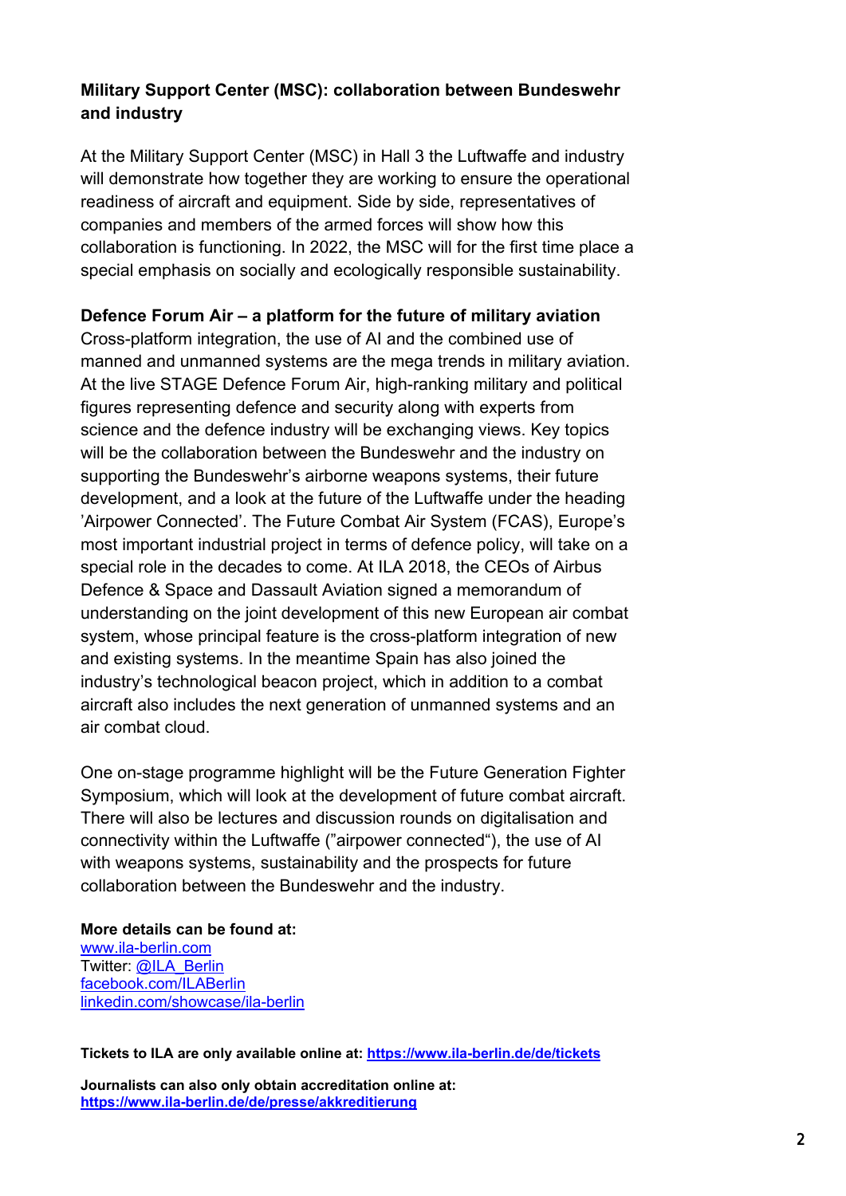**Military Support Center (MSC): collaboration between Bundeswehr and industry**

At the Military Support Center (MSC) in Hall 3 the Luftwaffe and industry will demonstrate how together they are working to ensure the operational readiness of aircraft and equipment. Side by side, representatives of companies and members of the armed forces will show how this collaboration is functioning. In 2022, the MSC will for the first time place a special emphasis on socially and ecologically responsible sustainability.

**Defence Forum Air – a platform for the future of military aviation**

Cross-platform integration, the use of AI and the combined use of manned and unmanned systems are the mega trends in military aviation. At the live STAGE Defence Forum Air, high-ranking military and political figures representing defence and security along with experts from science and the defence industry will be exchanging views. Key topics will be the collaboration between the Bundeswehr and the industry on supporting the Bundeswehr's airborne weapons systems, their future development, and a look at the future of the Luftwaffe under the heading 'Airpower Connected'. The Future Combat Air System (FCAS), Europe's most important industrial project in terms of defence policy, will take on a special role in the decades to come. At ILA 2018, the CEOs of Airbus Defence & Space and Dassault Aviation signed a memorandum of understanding on the joint development of this new European air combat system, whose principal feature is the cross-platform integration of new and existing systems. In the meantime Spain has also joined the industry's technological beacon project, which in addition to a combat aircraft also includes the next generation of unmanned systems and an air combat cloud.

One on-stage programme highlight will be the Future Generation Fighter Symposium, which will look at the development of future combat aircraft. There will also be lectures and discussion rounds on digitalisation and connectivity within the Luftwaffe ("airpower connected"), the use of AI with weapons systems, sustainability and the prospects for future collaboration between the Bundeswehr and the industry.

**More details can be found at:**
www.ila-berlin.com
Twitter: @ILA_Berlin
facebook.com/ILABerlin
linkedin.com/showcase/ila-berlin

**Tickets to ILA are only available online at: https://www.ila-berlin.de/de/tickets**

**Journalists can also only obtain accreditation online at:**
**https://www.ila-berlin.de/de/presse/akkreditierung**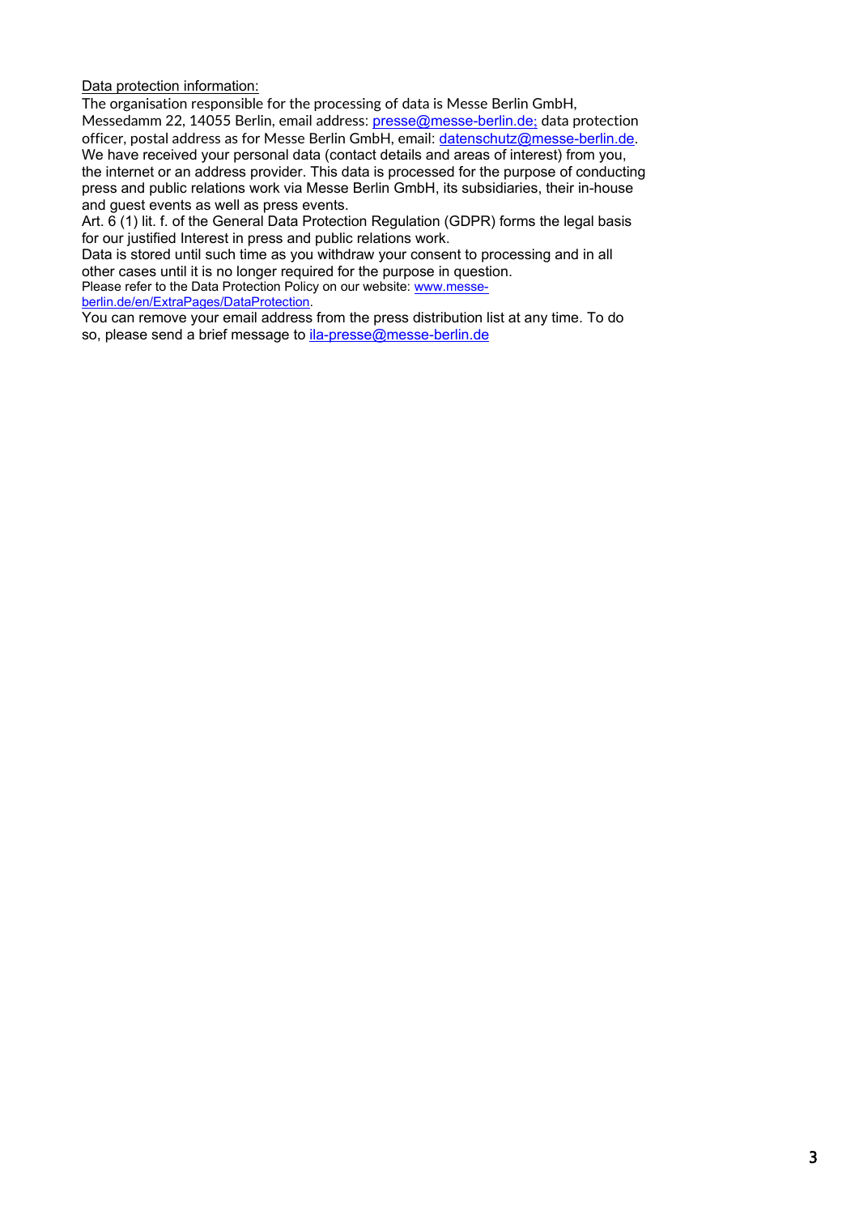Data protection information:

The organisation responsible for the processing of data is Messe Berlin GmbH, Messedamm 22, 14055 Berlin, email address: presse@messe-berlin.de; data protection officer, postal address as for Messe Berlin GmbH, email: datenschutz@messe-berlin.de. We have received your personal data (contact details and areas of interest) from you, the internet or an address provider. This data is processed for the purpose of conducting press and public relations work via Messe Berlin GmbH, its subsidiaries, their in-house and guest events as well as press events.

Art. 6 (1) lit. f. of the General Data Protection Regulation (GDPR) forms the legal basis for our justified Interest in press and public relations work.

Data is stored until such time as you withdraw your consent to processing and in all other cases until it is no longer required for the purpose in question.

Please refer to the Data Protection Policy on our website: www.messe-berlin.de/en/ExtraPages/DataProtection.

You can remove your email address from the press distribution list at any time. To do so, please send a brief message to ila-presse@messe-berlin.de